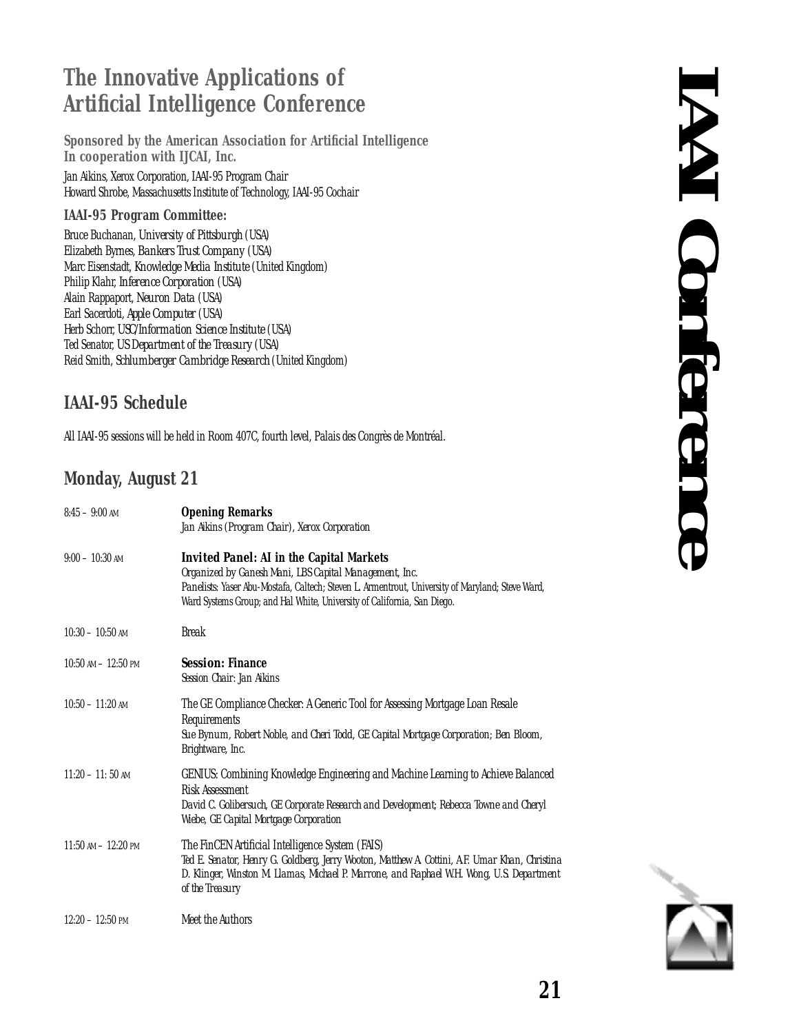# The Innovative Applications of Artificial Intelligence Conference

**Sponsored by the American Association for Artificial Intelligence**
**In cooperation with IJCAI, Inc.**

Jan Aikins, Xerox Corporation, IAAI-95 Program Chair
Howard Shrobe, Massachusetts Institute of Technology, IAAI-95 Cochair

### IAAI-95 Program Committee:

Bruce Buchanan, University of Pittsburgh (USA)
Elizabeth Byrnes, Bankers Trust Company (USA)
Marc Eisenstadt, Knowledge Media Institute (United Kingdom)
Philip Klahr, Inference Corporation (USA)
Alain Rappaport, Neuron Data (USA)
Earl Sacerdoti, Apple Computer (USA)
Herb Schorr, USC/Information Science Institute (USA)
Ted Senator, US Department of the Treasury (USA)
Reid Smith, Schlumberger Cambridge Research (United Kingdom)

## IAAI-95 Schedule

*All IAAI-95 sessions will be held in Room 407C, fourth level, Palais des Congrès de Montréal.*

## Monday, August 21

8:45 – 9:00 AM
**Opening Remarks**
*Jan Aikins (Program Chair), Xerox Corporation*

9:00 – 10:30 AM
**Invited Panel: AI in the Capital Markets**
*Organized by Ganesh Mani, LBS Capital Management, Inc.*
*Panelists: Yaser Abu-Mostafa, Caltech; Steven L. Armentrout, University of Maryland; Steve Ward, Ward Systems Group; and Hal White, University of California, San Diego.*

10:30 – 10:50 AM
Break

10:50 AM – 12:50 PM
**Session: Finance**
*Session Chair: Jan Aikins*

10:50 – 11:20 AM
The GE Compliance Checker: A Generic Tool for Assessing Mortgage Loan Resale Requirements
*Sue Bynum, Robert Noble, and Cheri Todd, GE Capital Mortgage Corporation; Ben Bloom, Brightware, Inc.*

11:20 – 11: 50 AM
GENIUS: Combining Knowledge Engineering and Machine Learning to Achieve Balanced Risk Assessment
*David C. Golibersuch, GE Corporate Research and Development; Rebecca Towne and Cheryl Wiebe, GE Capital Mortgage Corporation*

11:50 AM – 12:20 PM
The FinCEN Artificial Intelligence System (FAIS)
*Ted E. Senator, Henry G. Goldberg, Jerry Wooton, Matthew A. Cottini, A.F. Umar Khan, Christina D. Klinger, Winston M. Llamas, Michael P. Marrone, and Raphael W.H. Wong, U.S. Department of the Treasury*

12:20 – 12:50 PM
Meet the Authors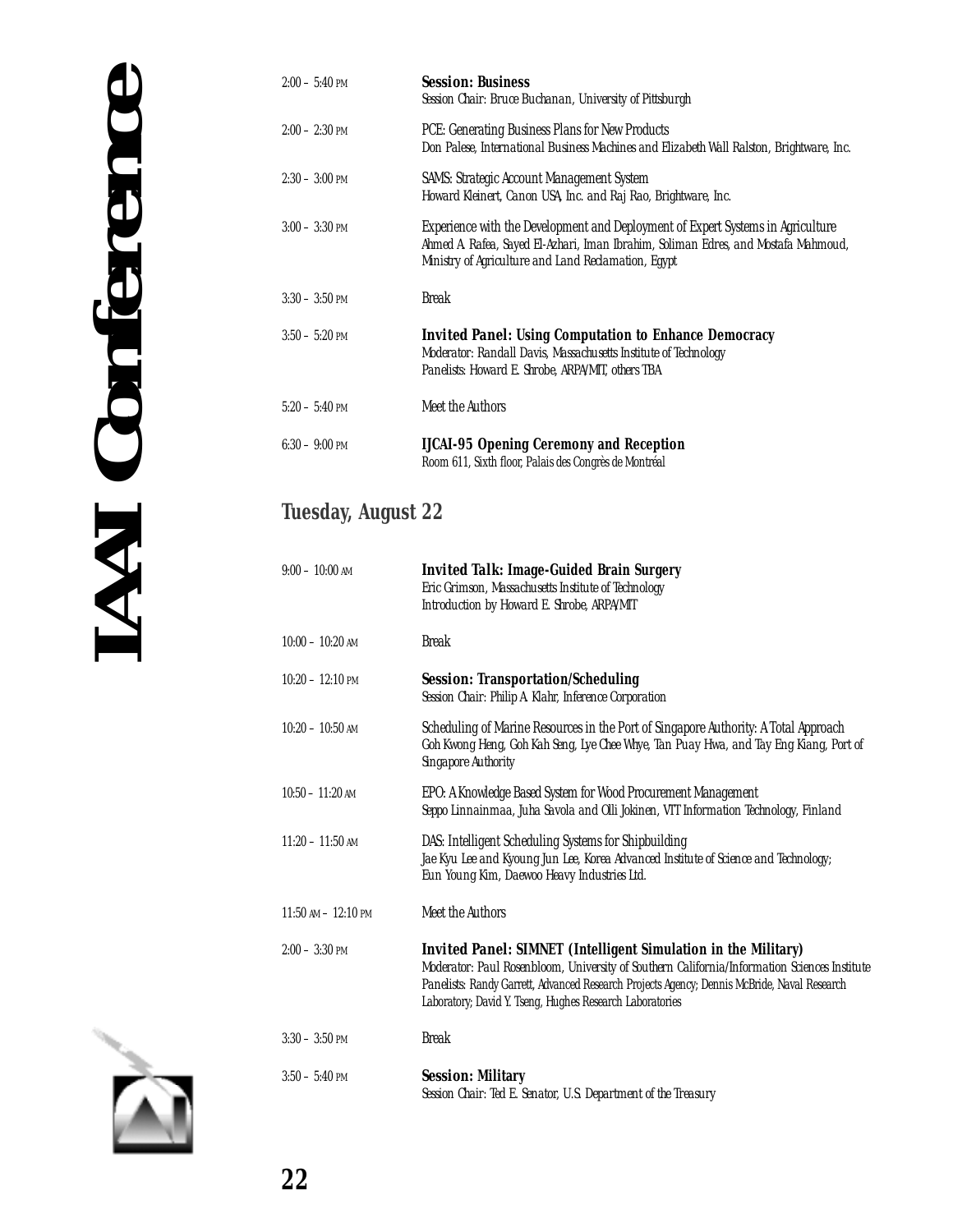| | |
|---|---|
| 2:00 – 5:40 PM | **Session: Business**<br>*Session Chair: Bruce Buchanan, University of Pittsburgh* |
| 2:00 – 2:30 PM | PCE: Generating Business Plans for New Products<br>*Don Palese, International Business Machines and Elizabeth Wall Ralston, Brightware, Inc.* |
| 2:30 – 3:00 PM | SAMS: Strategic Account Management System<br>*Howard Kleinert, Canon USA, Inc. and Raj Rao, Brightware, Inc.* |
| 3:00 – 3:30 PM | Experience with the Development and Deployment of Expert Systems in Agriculture<br>*Ahmed A. Rafea, Sayed El-Azhari, Iman Ibrahim, Soliman Edres, and Mostafa Mahmoud, Ministry of Agriculture and Land Reclamation, Egypt* |
| 3:30 – 3:50 PM | Break |
| 3:50 – 5:20 PM | **Invited Panel: Using Computation to Enhance Democracy**<br>*Moderator: Randall Davis, Massachusetts Institute of Technology*<br>*Panelists: Howard E. Shrobe, ARPA/MIT, others TBA* |
| 5:20 – 5:40 PM | Meet the Authors |
| 6:30 – 9:00 PM | **IJCAI-95 Opening Ceremony and Reception**<br>*Room 611, Sixth floor, Palais des Congrès de Montréal* |

## Tuesday, August 22

| | |
|---|---|
| 9:00 – 10:00 AM | **Invited Talk: Image-Guided Brain Surgery**<br>*Eric Grimson, Massachusetts Institute of Technology*<br>*Introduction by Howard E. Shrobe, ARPA/MIT* |
| 10:00 – 10:20 AM | Break |
| 10:20 – 12:10 PM | **Session: Transportation/Scheduling**<br>*Session Chair: Philip A. Klahr, Inference Corporation* |
| 10:20 – 10:50 AM | Scheduling of Marine Resources in the Port of Singapore Authority: A Total Approach<br>*Goh Kwong Heng, Goh Kah Seng, Lye Chee Whye, Tan Puay Hwa, and Tay Eng Kiang, Port of Singapore Authority* |
| 10:50 – 11:20 AM | EPO: A Knowledge Based System for Wood Procurement Management<br>*Seppo Linnainmaa, Juha Savola and Olli Jokinen, VTT Information Technology, Finland* |
| 11:20 – 11:50 AM | DAS: Intelligent Scheduling Systems for Shipbuilding<br>*Jae Kyu Lee and Kyoung Jun Lee, Korea Advanced Institute of Science and Technology; Eun Young Kim, Daewoo Heavy Industries Ltd.* |
| 11:50 AM – 12:10 PM | Meet the Authors |
| 2:00 – 3:30 PM | **Invited Panel: SIMNET (Intelligent Simulation in the Military)**<br>*Moderator: Paul Rosenbloom, University of Southern California/Information Sciences Institute*<br>*Panelists: Randy Garrett, Advanced Research Projects Agency; Dennis McBride, Naval Research Laboratory; David Y. Tseng, Hughes Research Laboratories* |
| 3:30 – 3:50 PM | Break |
| 3:50 – 5:40 PM | **Session: Military**<br>*Session Chair: Ted E. Senator, U.S. Department of the Treasury* |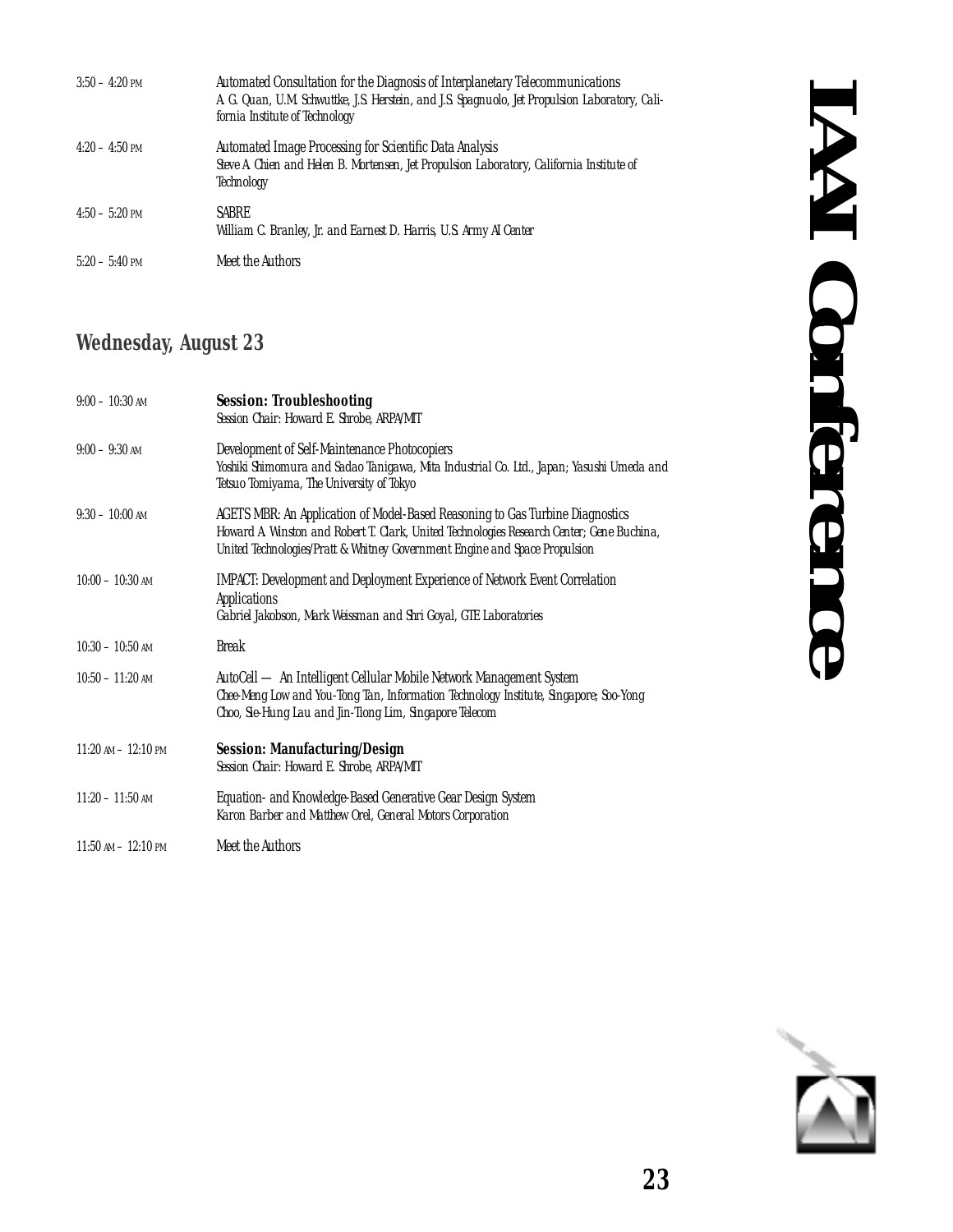3:50 – 4:20 PM
Automated Consultation for the Diagnosis of Interplanetary Telecommunications
*A. G. Quan, U.M. Schwuttke, J.S. Herstein, and J.S. Spagnuolo, Jet Propulsion Laboratory, California Institute of Technology*

4:20 – 4:50 PM
Automated Image Processing for Scientific Data Analysis
*Steve A. Chien and Helen B. Mortensen, Jet Propulsion Laboratory, California Institute of Technology*

4:50 – 5:20 PM
SABRE
*William C. Branley, Jr. and Earnest D. Harris, U.S. Army AI Center*

5:20 – 5:40 PM
Meet the Authors

## Wednesday, August 23

9:00 – 10:30 AM
**Session: Troubleshooting**
*Session Chair: Howard E. Shrobe, ARPA/MIT*

9:00 – 9:30 AM
Development of Self-Maintenance Photocopiers
*Yoshiki Shimomura and Sadao Tanigawa, Mita Industrial Co. Ltd., Japan; Yasushi Umeda and Tetsuo Tomiyama, The University of Tokyo*

9:30 – 10:00 AM
AGETS MBR: An Application of Model-Based Reasoning to Gas Turbine Diagnostics
*Howard A. Winston and Robert T. Clark, United Technologies Research Center; Gene Buchina, United Technologies/Pratt & Whitney Government Engine and Space Propulsion*

10:00 – 10:30 AM
IMPACT: Development and Deployment Experience of Network Event Correlation Applications
*Gabriel Jakobson, Mark Weissman and Shri Goyal, GTE Laboratories*

10:30 – 10:50 AM
Break

10:50 – 11:20 AM
AutoCell — An Intelligent Cellular Mobile Network Management System
*Chee-Meng Low and You-Tong Tan, Information Technology Institute, Singapore; Soo-Yong Choo, Sie-Hung Lau and Jin-Tiong Lim, Singapore Telecom*

11:20 AM – 12:10 PM
**Session: Manufacturing/Design**
*Session Chair: Howard E. Shrobe, ARPA/MIT*

11:20 – 11:50 AM
Equation- and Knowledge-Based Generative Gear Design System
*Karon Barber and Matthew Orel, General Motors Corporation*

11:50 AM – 12:10 PM
Meet the Authors